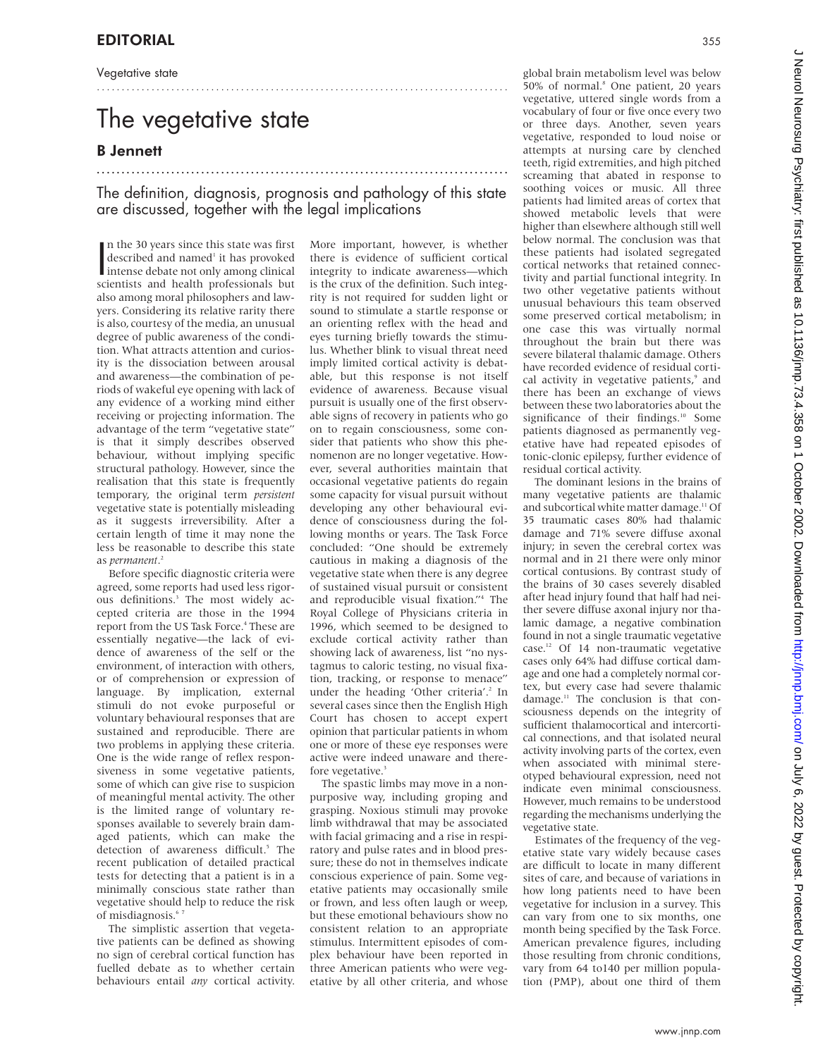Vegetative state

# The vegetative state

**B Jennett**

The definition, diagnosis, prognosis and pathology of this state are discussed, together with the legal implications

In the 30 years since this state was first described and named[1] it has provoked intense debate not only among clinical scientists and health professionals but also among moral philosophers and lawyers. Considering its relative rarity there is also, courtesy of the media, an unusual degree of public awareness of the condition. What attracts attention and curiosity is the dissociation between arousal and awareness—the combination of periods of wakeful eye opening with lack of any evidence of a working mind either receiving or projecting information. The advantage of the term "vegetative state" is that it simply describes observed behaviour, without implying specific structural pathology. However, since the realisation that this state is frequently temporary, the original term *persistent* vegetative state is potentially misleading as it suggests irreversibility. After a certain length of time it may none the less be reasonable to describe this state as *permanent*.[2]

Before specific diagnostic criteria were agreed, some reports had used less rigorous definitions.[3] The most widely accepted criteria are those in the 1994 report from the US Task Force.[4] These are essentially negative—the lack of evidence of awareness of the self or the environment, of interaction with others, or of comprehension or expression of language. By implication, external stimuli do not evoke purposeful or voluntary behavioural responses that are sustained and reproducible. There are two problems in applying these criteria. One is the wide range of reflex responsiveness in some vegetative patients, some of which can give rise to suspicion of meaningful mental activity. The other is the limited range of voluntary responses available to severely brain damaged patients, which can make the detection of awareness difficult.[5] The recent publication of detailed practical tests for detecting that a patient is in a minimally conscious state rather than vegetative should help to reduce the risk of misdiagnosis.[6 7]

The simplistic assertion that vegetative patients can be defined as showing no sign of cerebral cortical function has fuelled debate as to whether certain behaviours entail *any* cortical activity. More important, however, is whether there is evidence of sufficient cortical integrity to indicate awareness—which is the crux of the definition. Such integrity is not required for sudden light or sound to stimulate a startle response or an orienting reflex with the head and eyes turning briefly towards the stimulus. Whether blink to visual threat need imply limited cortical activity is debatable, but this response is not itself evidence of awareness. Because visual pursuit is usually one of the first observable signs of recovery in patients who go on to regain consciousness, some consider that patients who show this phenomenon are no longer vegetative. However, several authorities maintain that occasional vegetative patients do regain some capacity for visual pursuit without developing any other behavioural evidence of consciousness during the following months or years. The Task Force concluded: "One should be extremely cautious in making a diagnosis of the vegetative state when there is any degree of sustained visual pursuit or consistent and reproducible visual fixation."[4] The Royal College of Physicians criteria in 1996, which seemed to be designed to exclude cortical activity rather than showing lack of awareness, list "no nystagmus to caloric testing, no visual fixation, tracking, or response to menace" under the heading 'Other criteria'.[2] In several cases since then the English High Court has chosen to accept expert opinion that particular patients in whom one or more of these eye responses were active were indeed unaware and therefore vegetative.[3]

The spastic limbs may move in a non-purposive way, including groping and grasping. Noxious stimuli may provoke limb withdrawal that may be associated with facial grimacing and a rise in respiratory and pulse rates and in blood pressure; these do not in themselves indicate conscious experience of pain. Some vegetative patients may occasionally smile or frown, and less often laugh or weep, but these emotional behaviours show no consistent relation to an appropriate stimulus. Intermittent episodes of complex behaviour have been reported in three American patients who were vegetative by all other criteria, and whose global brain metabolism level was below 50% of normal.[8] One patient, 20 years vegetative, uttered single words from a vocabulary of four or five once every two or three days. Another, seven years vegetative, responded to loud noise or attempts at nursing care by clenched teeth, rigid extremities, and high pitched screaming that abated in response to soothing voices or music. All three patients had limited areas of cortex that showed metabolic levels that were higher than elsewhere although still well below normal. The conclusion was that these patients had isolated segregated cortical networks that retained connectivity and partial functional integrity. In two other vegetative patients without unusual behaviours this team observed some preserved cortical metabolism; in one case this was virtually normal throughout the brain but there was severe bilateral thalamic damage. Others have recorded evidence of residual cortical activity in vegetative patients,[9] and there has been an exchange of views between these two laboratories about the significance of their findings.[10] Some patients diagnosed as permanently vegetative have had repeated episodes of tonic-clonic epilepsy, further evidence of residual cortical activity.

The dominant lesions in the brains of many vegetative patients are thalamic and subcortical white matter damage.[11] Of 35 traumatic cases 80% had thalamic damage and 71% severe diffuse axonal injury; in seven the cerebral cortex was normal and in 21 there were only minor cortical contusions. By contrast study of the brains of 30 cases severely disabled after head injury found that half had neither severe diffuse axonal injury nor thalamic damage, a negative combination found in not a single traumatic vegetative case.[12] Of 14 non-traumatic vegetative cases only 64% had diffuse cortical damage and one had a completely normal cortex, but every case had severe thalamic damage.[11] The conclusion is that consciousness depends on the integrity of sufficient thalamocortical and intercortical connections, and that isolated neural activity involving parts of the cortex, even when associated with minimal stereotyped behavioural expression, need not indicate even minimal consciousness. However, much remains to be understood regarding the mechanisms underlying the vegetative state.

Estimates of the frequency of the vegetative state vary widely because cases are difficult to locate in many different sites of care, and because of variations in how long patients need to have been vegetative for inclusion in a survey. This can vary from one to six months, one month being specified by the Task Force. American prevalence figures, including those resulting from chronic conditions, vary from 64 to140 per million population (PMP), about one third of them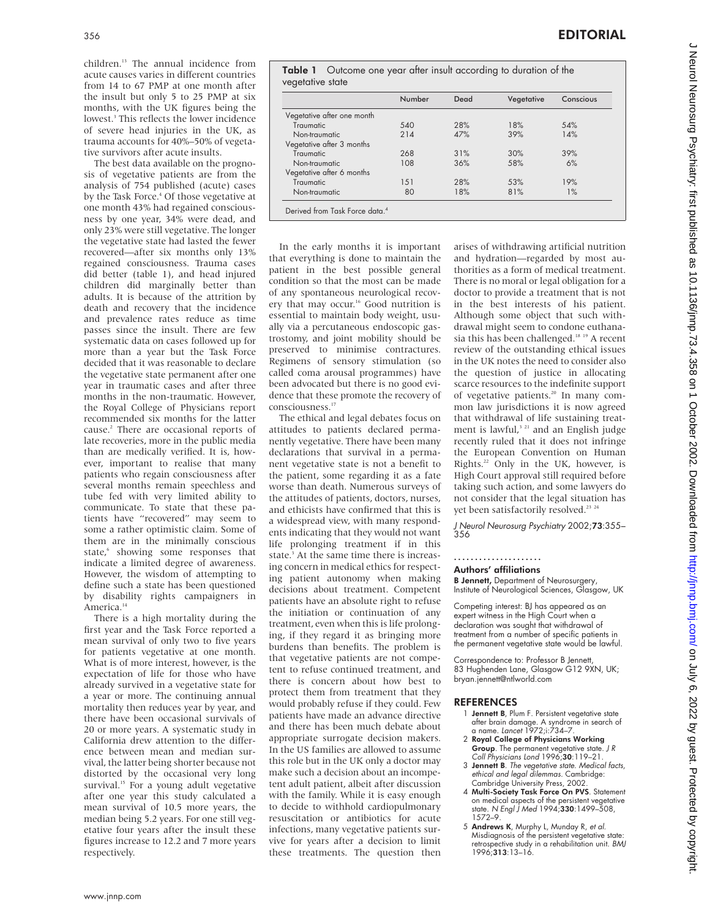children.[13] The annual incidence from acute causes varies in different countries from 14 to 67 PMP at one month after the insult but only 5 to 25 PMP at six months, with the UK figures being the lowest.[3] This reflects the lower incidence of severe head injuries in the UK, as trauma accounts for 40%–50% of vegetative survivors after acute insults.

The best data available on the prognosis of vegetative patients are from the analysis of 754 published (acute) cases by the Task Force.[4] Of those vegetative at one month 43% had regained consciousness by one year, 34% were dead, and only 23% were still vegetative. The longer the vegetative state had lasted the fewer recovered—after six months only 13% regained consciousness. Trauma cases did better (table 1), and head injured children did marginally better than adults. It is because of the attrition by death and recovery that the incidence and prevalence rates reduce as time passes since the insult. There are few systematic data on cases followed up for more than a year but the Task Force decided that it was reasonable to declare the vegetative state permanent after one year in traumatic cases and after three months in the non-traumatic. However, the Royal College of Physicians report recommended six months for the latter cause.[2] There are occasional reports of late recoveries, more in the public media than are medically verified. It is, however, important to realise that many patients who regain consciousness after several months remain speechless and tube fed with very limited ability to communicate. To state that these patients have "recovered" may seem to some a rather optimistic claim. Some of them are in the minimally conscious state,[6] showing some responses that indicate a limited degree of awareness. However, the wisdom of attempting to define such a state has been questioned by disability rights campaigners in America.[14]

There is a high mortality during the first year and the Task Force reported a mean survival of only two to five years for patients vegetative at one month. What is of more interest, however, is the expectation of life for those who have already survived in a vegetative state for a year or more. The continuing annual mortality then reduces year by year, and there have been occasional survivals of 20 or more years. A systematic study in California drew attention to the difference between mean and median survival, the latter being shorter because not distorted by the occasional very long survival.[15] For a young adult vegetative after one year this study calculated a mean survival of 10.5 more years, the median being 5.2 years. For one still vegetative four years after the insult these figures increase to 12.2 and 7 more years respectively.

**Table 1** Outcome one year after insult according to duration of the vegetative state

| | Number | Dead | Vegetative | Conscious |
|---|---|---|---|---|
| Vegetative after one month | | | | |
| Traumatic | 540 | 28% | 18% | 54% |
| Non-traumatic | 214 | 47% | 39% | 14% |
| Vegetative after 3 months | | | | |
| Traumatic | 268 | 31% | 30% | 39% |
| Non-traumatic | 108 | 36% | 58% | 6% |
| Vegetative after 6 months | | | | |
| Traumatic | 151 | 28% | 53% | 19% |
| Non-traumatic | 80 | 18% | 81% | 1% |

Derived from Task Force data.[4]

In the early months it is important that everything is done to maintain the patient in the best possible general condition so that the most can be made of any spontaneous neurological recovery that may occur.[16] Good nutrition is essential to maintain body weight, usually via a percutaneous endoscopic gastrostomy, and joint mobility should be preserved to minimise contractures. Regimens of sensory stimulation (so called coma arousal programmes) have been advocated but there is no good evidence that these promote the recovery of consciousness.[17]

The ethical and legal debates focus on attitudes to patients declared permanently vegetative. There have been many declarations that survival in a permanent vegetative state is not a benefit to the patient, some regarding it as a fate worse than death. Numerous surveys of the attitudes of patients, doctors, nurses, and ethicists have confirmed that this is a widespread view, with many respondents indicating that they would not want life prolonging treatment if in this state.[3] At the same time there is increasing concern in medical ethics for respecting patient autonomy when making decisions about treatment. Competent patients have an absolute right to refuse the initiation or continuation of any treatment, even when this is life prolonging, if they regard it as bringing more burdens than benefits. The problem is that vegetative patients are not competent to refuse continued treatment, and there is concern about how best to protect them from treatment that they would probably refuse if they could. Few patients have made an advance directive and there has been much debate about appropriate surrogate decision makers. In the US families are allowed to assume this role but in the UK only a doctor may make such a decision about an incompetent adult patient, albeit after discussion with the family. While it is easy enough to decide to withhold cardiopulmonary resuscitation or antibiotics for acute infections, many vegetative patients survive for years after a decision to limit these treatments. The question then arises of withdrawing artificial nutrition and hydration—regarded by most authorities as a form of medical treatment. There is no moral or legal obligation for a doctor to provide a treatment that is not in the best interests of his patient. Although some object that such withdrawal might seem to condone euthanasia this has been challenged.[18,19] A recent review of the outstanding ethical issues in the UK notes the need to consider also the question of justice in allocating scarce resources to the indefinite support of vegetative patients.[20] In many common law jurisdictions it is now agreed that withdrawal of life sustaining treatment is lawful,[3,21] and an English judge recently ruled that it does not infringe the European Convention on Human Rights.[22] Only in the UK, however, is High Court approval still required before taking such action, and some lawyers do not consider that the legal situation has yet been satisfactorily resolved.[23,24]

*J Neurol Neurosurg Psychiatry* 2002;**73**:355–356

.....................

### Authors' affiliations

**B Jennett,** Department of Neurosurgery, Institute of Neurological Sciences, Glasgow, UK

Competing interest: BJ has appeared as an expert witness in the High Court when a declaration was sought that withdrawal of treatment from a number of specific patients in the permanent vegetative state would be lawful.

Correspondence to: Professor B Jennett, 83 Hughenden Lane, Glasgow G12 9XN, UK; bryan.jennett@ntlworld.com

## REFERENCES

1. **Jennett B**, Plum F. Persistent vegetative state after brain damage. A syndrome in search of a name. *Lancet* 1972;i:734–7.
2. **Royal College of Physicians Working Group**. The permanent vegetative state. *J R Coll Physicians Lond* 1996;**30**:119–21.
3. **Jennett B**. *The vegetative state. Medical facts, ethical and legal dilemmas*. Cambridge: Cambridge University Press, 2002.
4. **Multi-Society Task Force On PVS**. Statement on medical aspects of the persistent vegetative state. *N Engl J Med* 1994;**330**:1499–508, 1572–9.
5. **Andrews K**, Murphy L, Munday R, *et al*. Misdiagnosis of the persistent vegetative state: retrospective study in a rehabilitation unit. *BMJ* 1996;**313**:13–16.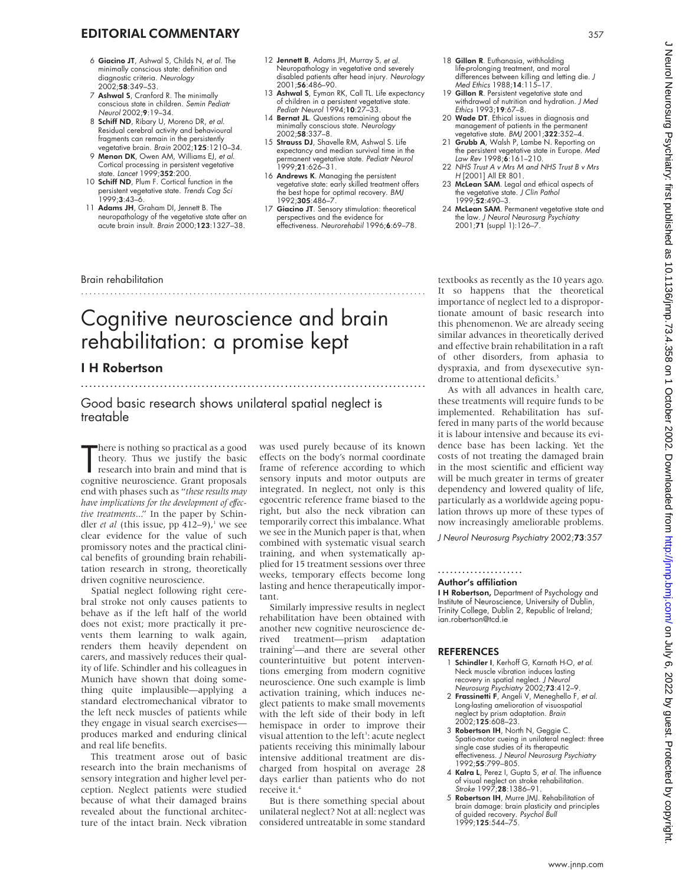6 **Giacino JT**, Ashwal S, Childs N, *et al.* The minimally conscious state: definition and diagnostic criteria. *Neurology* 2002;**58**:349–53.
7 **Ashwal S**, Cranford R. The minimally conscious state in children. *Semin Pediatr Neurol* 2002;**9**:19–34.
8 **Schiff ND**, Ribary U, Moreno DR, *et al.* Residual cerebral activity and behavioural fragments can remain in the persistently vegetative brain. *Brain* 2002;**125**:1210–34.
9 **Menon DK**, Owen AM, Williams EJ, *et al.* Cortical processing in persistent vegetative state. *Lancet* 1999;**352**:200.
10 **Schiff ND**, Plum F. Cortical function in the persistent vegetative state. *Trends Cog Sci* 1999;**3**:43–6.
11 **Adams JH**, Graham DI, Jennett B. The neuropathology of the vegetative state after an acute brain insult. *Brain* 2000;**123**:1327–38.
12 **Jennett B**, Adams JH, Murray S, *et al.* Neuropathology in vegetative and severely disabled patients after head injury. *Neurology* 2001;**56**:486–90.
13 **Ashwal S**, Eyman RK, Call TL. Life expectancy of children in a persistent vegetative state. *Pediatr Neurol* 1994;**10**:27–33.
14 **Bernat JL**. Questions remaining about the minimally conscious state. *Neurology* 2002;**58**:337–8.
15 **Strauss DJ**, Shavelle RM, Ashwal S. Life expectancy and median survival time in the permanent vegetative state. *Pediatr Neurol* 1999;**21**:626–31.
16 **Andrews K**. Managing the persistent vegetative state: early skilled treatment offers the best hope for optimal recovery. *BMJ* 1992;**305**:486–7.
17 **Giacino JT**. Sensory stimulation: theoretical perspectives and the evidence for effectiveness. *Neurorehabil* 1996;**6**:69–78.
18 **Gillon R**. Euthanasia, withholding life-prolonging treatment, and moral differences between killing and letting die. *J Med Ethics* 1988;**14**:115–17.
19 **Gillon R**. Persistent vegetative state and withdrawal of nutrition and hydration. *J Med Ethics* 1993;**19**:67–8.
20 **Wade DT**. Ethical issues in diagnosis and management of patients in the permanent vegetative state. *BMJ* 2001;**322**:352–4.
21 **Grubb A**, Walsh P, Lambe N. Reporting on the persistent vegetative state in Europe. *Med Law Rev* 1998;**6**:161–210.
22 *NHS Trust A v Mrs M and NHS Trust B v Mrs H* [2001] All ER 801.
23 **McLean SAM**. Legal and ethical aspects of the vegetative state. *J Clin Pathol* 1999;**52**:490–3.
24 **McLean SAM**. Permanent vegetative state and the law. *J Neurol Neurosurg Psychiatry* 2001;**71** (suppl 1):126–7.

Brain rehabilitation

# Cognitive neuroscience and brain rehabilitation: a promise kept

## I H Robertson

### Good basic research shows unilateral spatial neglect is treatable

There is nothing so practical as a good theory. Thus we justify the basic research into brain and mind that is cognitive neuroscience. Grant proposals end with phases such as *"these results may have implications for the development of effective treatments..."* In the paper by Schindler *et al* (this issue, pp 412–9),[1] we see clear evidence for the value of such promissory notes and the practical clinical benefits of grounding brain rehabilitation research in strong, theoretically driven cognitive neuroscience.

Spatial neglect following right cerebral stroke not only causes patients to behave as if the left half of the world does not exist; more practically it prevents them learning to walk again, renders them heavily dependent on carers, and massively reduces their quality of life. Schindler and his colleagues in Munich have shown that doing something quite implausible—applying a standard electromechanical vibrator to the left neck muscles of patients while they engage in visual search exercises—produces marked and enduring clinical and real life benefits.

This treatment arose out of basic research into the brain mechanisms of sensory integration and higher level perception. Neglect patients were studied because of what their damaged brains revealed about the functional architecture of the intact brain. Neck vibration was used purely because of its known effects on the body's normal coordinate frame of reference according to which sensory inputs and motor outputs are integrated. In neglect, not only is this egocentric reference frame biased to the right, but also the neck vibration can temporarily correct this imbalance. What we see in the Munich paper is that, when combined with systematic visual search training, and when systematically applied for 15 treatment sessions over three weeks, temporary effects become long lasting and hence therapeutically important.

Similarly impressive results in neglect rehabilitation have been obtained with another new cognitive neuroscience derived treatment—prism adaptation training[2]—and there are several other counterintuitive but potent interventions emerging from modern cognitive neuroscience. One such example is limb activation training, which induces neglect patients to make small movements with the left side of their body in left hemispace in order to improve their visual attention to the left[3]: acute neglect patients receiving this minimally labour intensive additional treatment are discharged from hospital on average 28 days earlier than patients who do not receive it.[4]

But is there something special about unilateral neglect? Not at all: neglect was considered untreatable in some standard textbooks as recently as the 10 years ago. It so happens that the theoretical importance of neglect led to a disproportionate amount of basic research into this phenomenon. We are already seeing similar advances in theoretically derived and effective brain rehabilitation in a raft of other disorders, from aphasia to dyspraxia, and from dysexecutive syndrome to attentional deficits.[5]

As with all advances in health care, these treatments will require funds to be implemented. Rehabilitation has suffered in many parts of the world because it is labour intensive and because its evidence base has been lacking. Yet the costs of not treating the damaged brain in the most scientific and efficient way will be much greater in terms of greater dependency and lowered quality of life, particularly as a worldwide ageing population throws up more of these types of now increasingly ameliorable problems.

*J Neurol Neurosurg Psychiatry* 2002;**73**:357

#### Author's affiliation

**I H Robertson,** Department of Psychology and Institute of Neuroscience, University of Dublin, Trinity College, Dublin 2, Republic of Ireland; ian.robertson@tcd.ie

## REFERENCES

1 **Schindler I**, Kerhoff G, Karnath H-O, *et al.* Neck muscle vibration induces lasting recovery in spatial neglect. *J Neurol Neurosurg Psychiatry* 2002;**73**:412–9.
2 **Frassinetti F**, Angeli V, Meneghello F, *et al.* Long-lasting amelioration of visuospatial neglect by prism adaptation. *Brain* 2002;**125**:608–23.
3 **Robertson IH**, North N, Geggie C. Spatio-motor cueing in unilateral neglect: three single case studies of its therapeutic effectiveness. *J Neurol Neurosurg Psychiatry* 1992;**55**:799–805.
4 **Kalra L**, Perez I, Gupta S, *et al.* The influence of visual neglect on stroke rehabilitation. *Stroke* 1997;**28**:1386–91.
5 **Robertson IH**, Murre JMJ. Rehabilitation of brain damage: brain plasticity and principles of guided recovery. *Psychol Bull* 1999;**125**:544–75.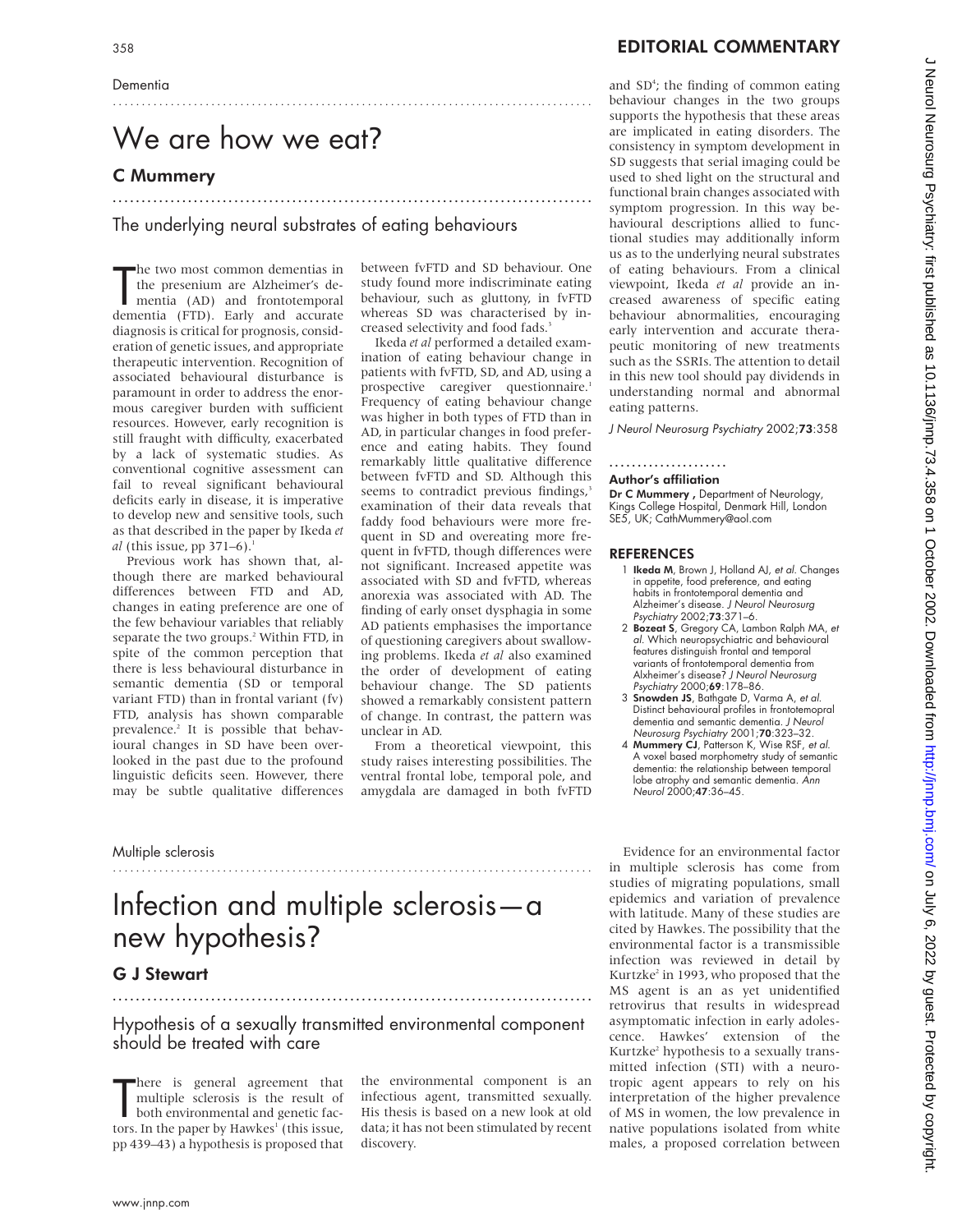Dementia

# We are how we eat?

## C Mummery

### The underlying neural substrates of eating behaviours

The two most common dementias in the presenium are Alzheimer's dementia (AD) and frontotemporal dementia (FTD). Early and accurate diagnosis is critical for prognosis, consideration of genetic issues, and appropriate therapeutic intervention. Recognition of associated behavioural disturbance is paramount in order to address the enormous caregiver burden with sufficient resources. However, early recognition is still fraught with difficulty, exacerbated by a lack of systematic studies. As conventional cognitive assessment can fail to reveal significant behavioural deficits early in disease, it is imperative to develop new and sensitive tools, such as that described in the paper by Ikeda *et al* (this issue, pp 371–6).[1]

Previous work has shown that, although there are marked behavioural differences between FTD and AD, changes in eating preference are one of the few behaviour variables that reliably separate the two groups.[2] Within FTD, in spite of the common perception that there is less behavioural disturbance in semantic dementia (SD or temporal variant FTD) than in frontal variant (fv) FTD, analysis has shown comparable prevalence.[2] It is possible that behavioural changes in SD have been overlooked in the past due to the profound linguistic deficits seen. However, there may be subtle qualitative differences between fvFTD and SD behaviour. One study found more indiscriminate eating behaviour, such as gluttony, in fvFTD whereas SD was characterised by increased selectivity and food fads.[3]

Ikeda *et al* performed a detailed examination of eating behaviour change in patients with fvFTD, SD, and AD, using a prospective caregiver questionnaire.[1] Frequency of eating behaviour change was higher in both types of FTD than in AD, in particular changes in food preference and eating habits. They found remarkably little qualitative difference between fvFTD and SD. Although this seems to contradict previous findings,[3] examination of their data reveals that faddy food behaviours were more frequent in SD and overeating more frequent in fvFTD, though differences were not significant. Increased appetite was associated with SD and fvFTD, whereas anorexia was associated with AD. The finding of early onset dysphagia in some AD patients emphasises the importance of questioning caregivers about swallowing problems. Ikeda *et al* also examined the order of development of eating behaviour change. The SD patients showed a remarkably consistent pattern of change. In contrast, the pattern was unclear in AD.

From a theoretical viewpoint, this study raises interesting possibilities. The ventral frontal lobe, temporal pole, and amygdala are damaged in both fvFTD and SD[4]; the finding of common eating behaviour changes in the two groups supports the hypothesis that these areas are implicated in eating disorders. The consistency in symptom development in SD suggests that serial imaging could be used to shed light on the structural and functional brain changes associated with symptom progression. In this way behavioural descriptions allied to functional studies may additionally inform us as to the underlying neural substrates of eating behaviours. From a clinical viewpoint, Ikeda *et al* provide an increased awareness of specific eating behaviour abnormalities, encouraging early intervention and accurate therapeutic monitoring of new treatments such as the SSRIs. The attention to detail in this new tool should pay dividends in understanding normal and abnormal eating patterns.

*J Neurol Neurosurg Psychiatry* 2002;**73**:358

#### Author's affiliation

**Dr C Mummery**, Department of Neurology, Kings College Hospital, Denmark Hill, London SE5, UK; CathMummery@aol.com

#### REFERENCES

1. **Ikeda M**, Brown J, Holland AJ, *et al*. Changes in appetite, food preference, and eating habits in frontotemporal dementia and Alzheimer's disease. *J Neurol Neurosurg Psychiatry* 2002;**73**:371–6.
2. **Bozeat S**, Gregory CA, Lambon Ralph MA, *et al*. Which neuropsychiatric and behavioural features distinguish frontal and temporal variants of frontotemporal dementia from Alxheimer's disease? *J Neurol Neurosurg Psychiatry* 2000;**69**:178–86.
3. **Snowden JS**, Bathgate D, Varma A, *et al*. Distinct behavioural profiles in frontotemopral dementia and semantic dementia. *J Neurol Neurosurg Psychiatry* 2001;**70**:323–32.
4. **Mummery CJ**, Patterson K, Wise RSF, *et al*. A voxel based morphometry study of semantic dementia: the relationship between temporal lobe atrophy and semantic dementia. *Ann Neurol* 2000;**47**:36–45.

Multiple sclerosis

# Infection and multiple sclerosis—a new hypothesis?

## G J Stewart

### Hypothesis of a sexually transmitted environmental component should be treated with care

There is general agreement that multiple sclerosis is the result of both environmental and genetic factors. In the paper by Hawkes[1] (this issue, pp 439–43) a hypothesis is proposed that the environmental component is an infectious agent, transmitted sexually. His thesis is based on a new look at old data; it has not been stimulated by recent discovery.

Evidence for an environmental factor in multiple sclerosis has come from studies of migrating populations, small epidemics and variation of prevalence with latitude. Many of these studies are cited by Hawkes. The possibility that the environmental factor is a transmissible infection was reviewed in detail by Kurtzke[2] in 1993, who proposed that the MS agent is an as yet unidentified retrovirus that results in widespread asymptomatic infection in early adolescence. Hawkes' extension of the Kurtzke[2] hypothesis to a sexually transmitted infection (STI) with a neurotropic agent appears to rely on his interpretation of the higher prevalence of MS in women, the low prevalence in native populations isolated from white males, a proposed correlation between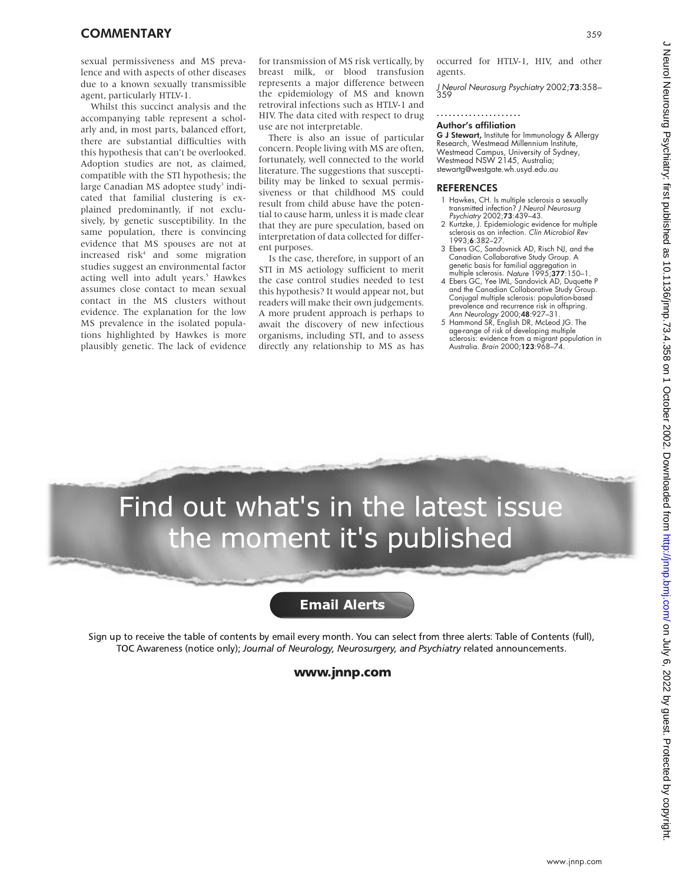sexual permissiveness and MS prevalence and with aspects of other diseases due to a known sexually transmissible agent, particularly HTLV-1.

Whilst this succinct analysis and the accompanying table represent a scholarly and, in most parts, balanced effort, there are substantial difficulties with this hypothesis that can't be overlooked. Adoption studies are not, as claimed, compatible with the STI hypothesis; the large Canadian MS adoptee study[3] indicated that familial clustering is explained predominantly, if not exclusively, by genetic susceptibility. In the same population, there is convincing evidence that MS spouses are not at increased risk[4] and some migration studies suggest an environmental factor acting well into adult years.[5] Hawkes assumes close contact to mean sexual contact in the MS clusters without evidence. The explanation for the low MS prevalence in the isolated populations highlighted by Hawkes is more plausibly genetic. The lack of evidence for transmission of MS risk vertically, by breast milk, or blood transfusion represents a major difference between the epidemiology of MS and known retroviral infections such as HTLV-1 and HIV. The data cited with respect to drug use are not interpretable.

There is also an issue of particular concern. People living with MS are often, fortunately, well connected to the world literature. The suggestions that susceptibility may be linked to sexual permissiveness or that childhood MS could result from child abuse have the potential to cause harm, unless it is made clear that they are pure speculation, based on interpretation of data collected for different purposes.

Is the case, therefore, in support of an STI in MS aetiology sufficient to merit the case control studies needed to test this hypothesis? It would appear not, but readers will make their own judgements. A more prudent approach is perhaps to await the discovery of new infectious organisms, including STI, and to assess directly any relationship to MS as has occurred for HTLV-1, HIV, and other agents.

*J Neurol Neurosurg Psychiatry* 2002;**73**:358–359

### Author's affiliation

**G J Stewart,** Institute for Immunology & Allergy Research, Westmead Millennium Institute, Westmead Campus, University of Sydney, Westmead NSW 2145, Australia; stewartg@westgate.wh.usyd.edu.au

## REFERENCES

1. Hawkes, CH. Is multiple sclerosis a sexually transmitted infection? *J Neurol Neurosurg Psychiatry* 2002;**73**:439–43.
2. Kurtzke, J. Epidemiologic evidence for multiple sclerosis as an infection. *Clin Microbiol Rev* 1993;**6**:382–27.
3. Ebers GC, Sandovnick AD, Risch NJ, and the Canadian Collaborative Study Group. A genetic basis for familial aggregation in multiple sclerosis. *Nature* 1995;**377**:150–1.
4. Ebers GC, Yee IML, Sandovick AD, Duquette P and the Canadian Collaborative Study Group. Conjugal multiple sclerosis: population-based prevalence and recurrence risk in offspring. *Ann Neurology* 2000;**48**:927–31.
5. Hammond SR, English DR, McLeod JG. The age-range of risk of developing multiple sclerosis: evidence from a migrant population in Australia. *Brain* 2000;**123**:968–74.

Find out what's in the latest issue the moment it's published

**Email Alerts**

Sign up to receive the table of contents by email every month. You can select from three alerts: Table of Contents (full), TOC Awareness (notice only); *Journal of Neurology, Neurosurgery, and Psychiatry* related announcements.

**www.jnnp.com**